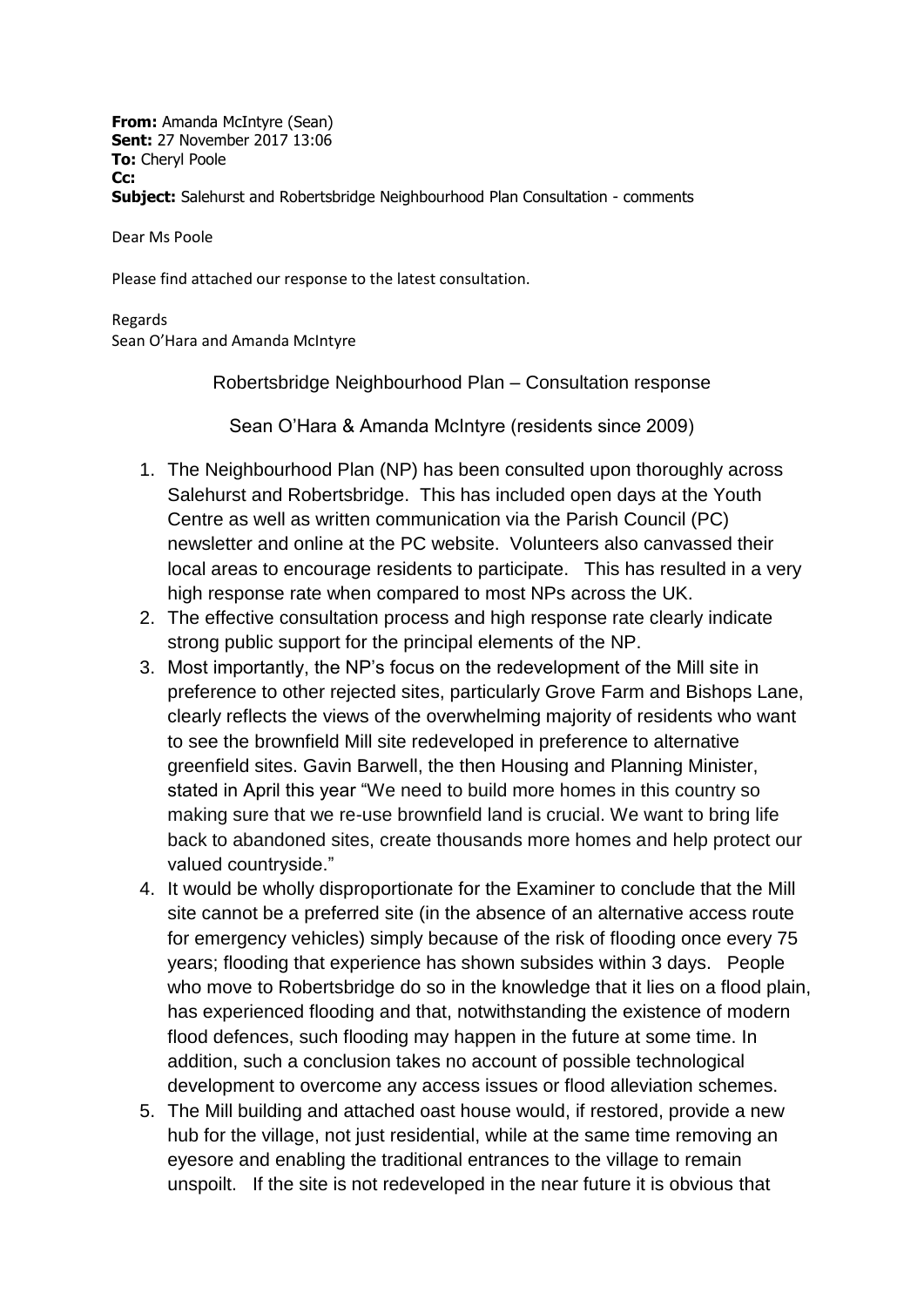**From:** Amanda McIntyre (Sean)
**Sent:** 27 November 2017 13:06
**To:** Cheryl Poole
**Cc:**
**Subject:** Salehurst and Robertsbridge Neighbourhood Plan Consultation - comments

Dear Ms Poole

Please find attached our response to the latest consultation.

Regards
Sean O'Hara and Amanda McIntyre

Robertsbridge Neighbourhood Plan – Consultation response

Sean O'Hara & Amanda McIntyre (residents since 2009)

1. The Neighbourhood Plan (NP) has been consulted upon thoroughly across Salehurst and Robertsbridge. This has included open days at the Youth Centre as well as written communication via the Parish Council (PC) newsletter and online at the PC website. Volunteers also canvassed their local areas to encourage residents to participate. This has resulted in a very high response rate when compared to most NPs across the UK.
2. The effective consultation process and high response rate clearly indicate strong public support for the principal elements of the NP.
3. Most importantly, the NP's focus on the redevelopment of the Mill site in preference to other rejected sites, particularly Grove Farm and Bishops Lane, clearly reflects the views of the overwhelming majority of residents who want to see the brownfield Mill site redeveloped in preference to alternative greenfield sites. Gavin Barwell, the then Housing and Planning Minister, stated in April this year "We need to build more homes in this country so making sure that we re-use brownfield land is crucial. We want to bring life back to abandoned sites, create thousands more homes and help protect our valued countryside."
4. It would be wholly disproportionate for the Examiner to conclude that the Mill site cannot be a preferred site (in the absence of an alternative access route for emergency vehicles) simply because of the risk of flooding once every 75 years; flooding that experience has shown subsides within 3 days. People who move to Robertsbridge do so in the knowledge that it lies on a flood plain, has experienced flooding and that, notwithstanding the existence of modern flood defences, such flooding may happen in the future at some time. In addition, such a conclusion takes no account of possible technological development to overcome any access issues or flood alleviation schemes.
5. The Mill building and attached oast house would, if restored, provide a new hub for the village, not just residential, while at the same time removing an eyesore and enabling the traditional entrances to the village to remain unspoilt. If the site is not redeveloped in the near future it is obvious that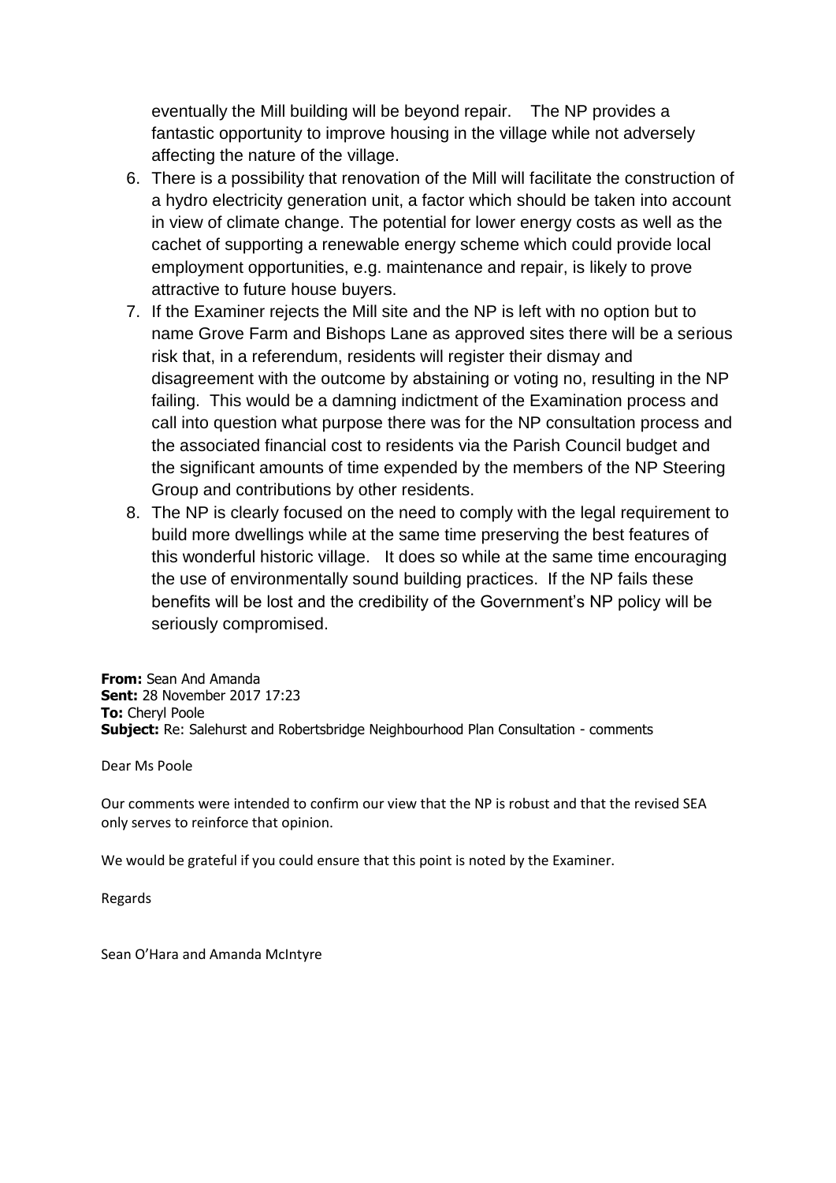eventually the Mill building will be beyond repair. The NP provides a fantastic opportunity to improve housing in the village while not adversely affecting the nature of the village.

6. There is a possibility that renovation of the Mill will facilitate the construction of a hydro electricity generation unit, a factor which should be taken into account in view of climate change. The potential for lower energy costs as well as the cachet of supporting a renewable energy scheme which could provide local employment opportunities, e.g. maintenance and repair, is likely to prove attractive to future house buyers.
7. If the Examiner rejects the Mill site and the NP is left with no option but to name Grove Farm and Bishops Lane as approved sites there will be a serious risk that, in a referendum, residents will register their dismay and disagreement with the outcome by abstaining or voting no, resulting in the NP failing. This would be a damning indictment of the Examination process and call into question what purpose there was for the NP consultation process and the associated financial cost to residents via the Parish Council budget and the significant amounts of time expended by the members of the NP Steering Group and contributions by other residents.
8. The NP is clearly focused on the need to comply with the legal requirement to build more dwellings while at the same time preserving the best features of this wonderful historic village. It does so while at the same time encouraging the use of environmentally sound building practices. If the NP fails these benefits will be lost and the credibility of the Government's NP policy will be seriously compromised.

**From:** Sean And Amanda
**Sent:** 28 November 2017 17:23
**To:** Cheryl Poole
**Subject:** Re: Salehurst and Robertsbridge Neighbourhood Plan Consultation - comments

Dear Ms Poole

Our comments were intended to confirm our view that the NP is robust and that the revised SEA only serves to reinforce that opinion.

We would be grateful if you could ensure that this point is noted by the Examiner.

Regards

Sean O'Hara and Amanda McIntyre